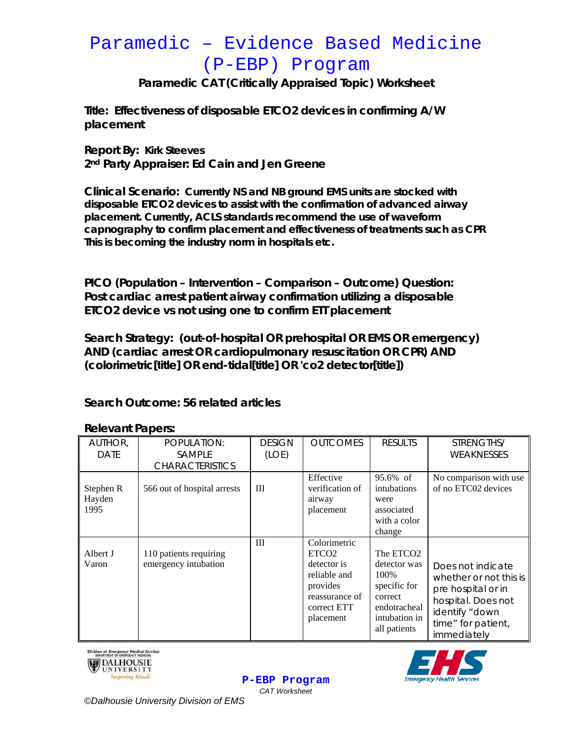# Paramedic – Evidence Based Medicine (P-EBP) Program

**Paramedic CAT (Critically Appraised Topic) Worksheet**

**Title: Effectiveness of disposable ETCO2 devices in confirming A/W placement**

**Report By: Kirk Steeves**
**2nd Party Appraiser: Ed Cain and Jen Greene**

**Clinical Scenario: Currently NS and NB ground EMS units are stocked with disposable ETCO2 devices to assist with the confirmation of advanced airway placement. Currently, ACLS standards recommend the use of waveform capnography to confirm placement and effectiveness of treatments such as CPR This is becoming the industry norm in hospitals etc.**

**PICO (Population – Intervention – Comparison – Outcome) Question: Post cardiac arrest patient airway confirmation utilizing a disposable ETCO2 device vs not using one to confirm ETT placement**

**Search Strategy: (out-of-hospital OR prehospital OR EMS OR emergency) AND (cardiac arrest OR cardiopulmonary resuscitation OR CPR) AND (colorimetric[title] OR end-tidal[title] OR 'co2 detector[title])**

**Search Outcome: 56 related articles**

**Relevant Papers:**

| AUTHOR, DATE | POPULATION: SAMPLE CHARACTERISTICS | DESIGN (LOE) | OUTCOMES | RESULTS | STRENGTHS/ WEAKNESSES |
|---|---|---|---|---|---|
| Stephen R Hayden 1995 | 566 out of hospital arrests | III | Effective verification of airway placement | 95.6% of intubations were associated with a color change | No comparison with use of no ETC02 devices |
| Albert J Varon | 110 patients requiring emergency intubation | III | Colorimetric ETCO2 detector is reliable and provides reassurance of correct ETT placement | The ETCO2 detector was 100% specific for correct endotracheal intubation in all patients | Does not indicate whether or not this is pre hospital or in hospital. Does not identify "down time" for patient, immediately |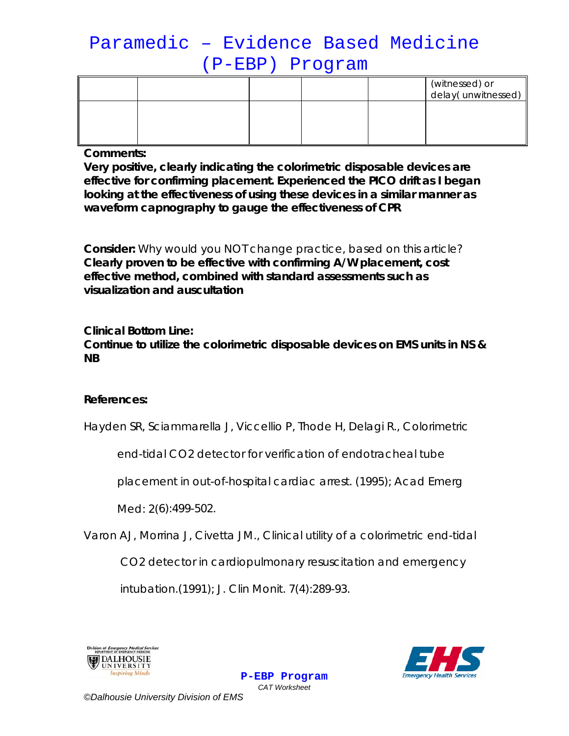| | | | | | |
|---|---|---|---|---|---|
| | | | | | (witnessed) or delay( unwitnessed) |
| | | | | | |

**Comments:**

**Very positive, clearly indicating the colorimetric disposable devices are effective for confirming placement. Experienced the PICO drift as I began looking at the effectiveness of using these devices in a similar manner as waveform capnography to gauge the effectiveness of CPR**

**Consider:** Why would you NOT change practice, based on this article?
**Clearly proven to be effective with confirming A/W placement, cost effective method, combined with standard assessments such as visualization and auscultation**

**Clinical Bottom Line:**
**Continue to utilize the colorimetric disposable devices on EMS units in NS & NB**

**References:**

Hayden SR, Sciammarella J, Viccellio P, Thode H, Delagi R., Colorimetric end-tidal CO2 detector for verification of endotracheal tube placement in out-of-hospital cardiac arrest. (1995); Acad Emerg Med: 2(6):499-502.

Varon AJ, Morrina J, Civetta JM., Clinical utility of a colorimetric end-tidal CO2 detector in cardiopulmonary resuscitation and emergency intubation.(1991); J. Clin Monit. 7(4):289-93.